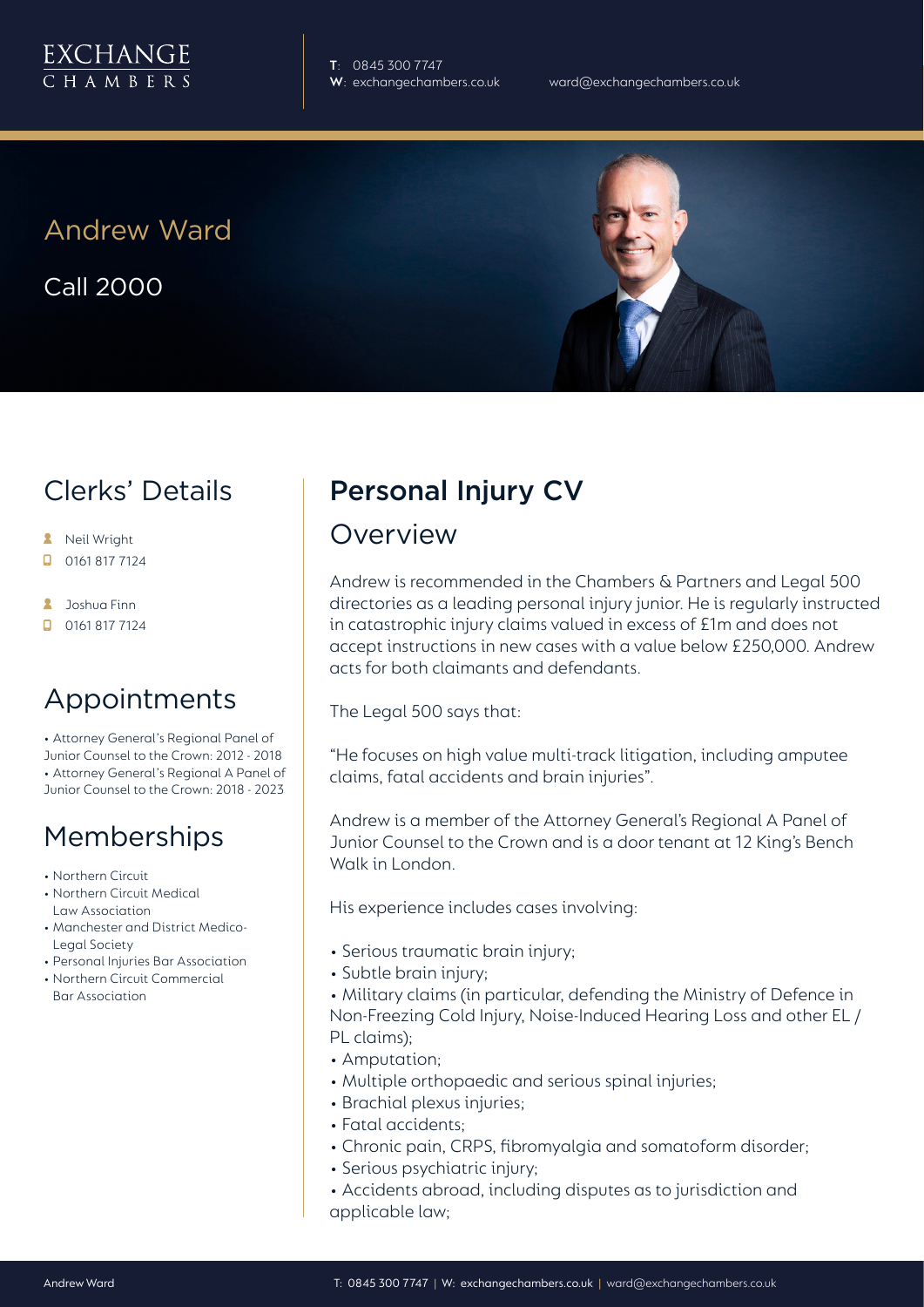EXCHANGE
CHAMBERS

**T**: 0845 300 7747
**W**: exchangechambers.co.uk
ward@exchangechambers.co.uk

# Andrew Ward

Call 2000

## Clerks' Details

- Neil Wright
- 0161 817 7124
- Joshua Finn
- 0161 817 7124

## Appointments

- Attorney General's Regional Panel of Junior Counsel to the Crown: 2012 - 2018
- Attorney General's Regional A Panel of Junior Counsel to the Crown: 2018 - 2023

## Memberships

- Northern Circuit
- Northern Circuit Medical Law Association
- Manchester and District Medico-Legal Society
- Personal Injuries Bar Association
- Northern Circuit Commercial Bar Association

## Personal Injury CV

### Overview

Andrew is recommended in the Chambers & Partners and Legal 500 directories as a leading personal injury junior. He is regularly instructed in catastrophic injury claims valued in excess of £1m and does not accept instructions in new cases with a value below £250,000. Andrew acts for both claimants and defendants.

The Legal 500 says that:

"He focuses on high value multi-track litigation, including amputee claims, fatal accidents and brain injuries".

Andrew is a member of the Attorney General's Regional A Panel of Junior Counsel to the Crown and is a door tenant at 12 King's Bench Walk in London.

His experience includes cases involving:

- Serious traumatic brain injury;
- Subtle brain injury;
- Military claims (in particular, defending the Ministry of Defence in Non-Freezing Cold Injury, Noise-Induced Hearing Loss and other EL / PL claims);
- Amputation;
- Multiple orthopaedic and serious spinal injuries;
- Brachial plexus injuries;
- Fatal accidents;
- Chronic pain, CRPS, fibromyalgia and somatoform disorder;
- Serious psychiatric injury;
- Accidents abroad, including disputes as to jurisdiction and applicable law;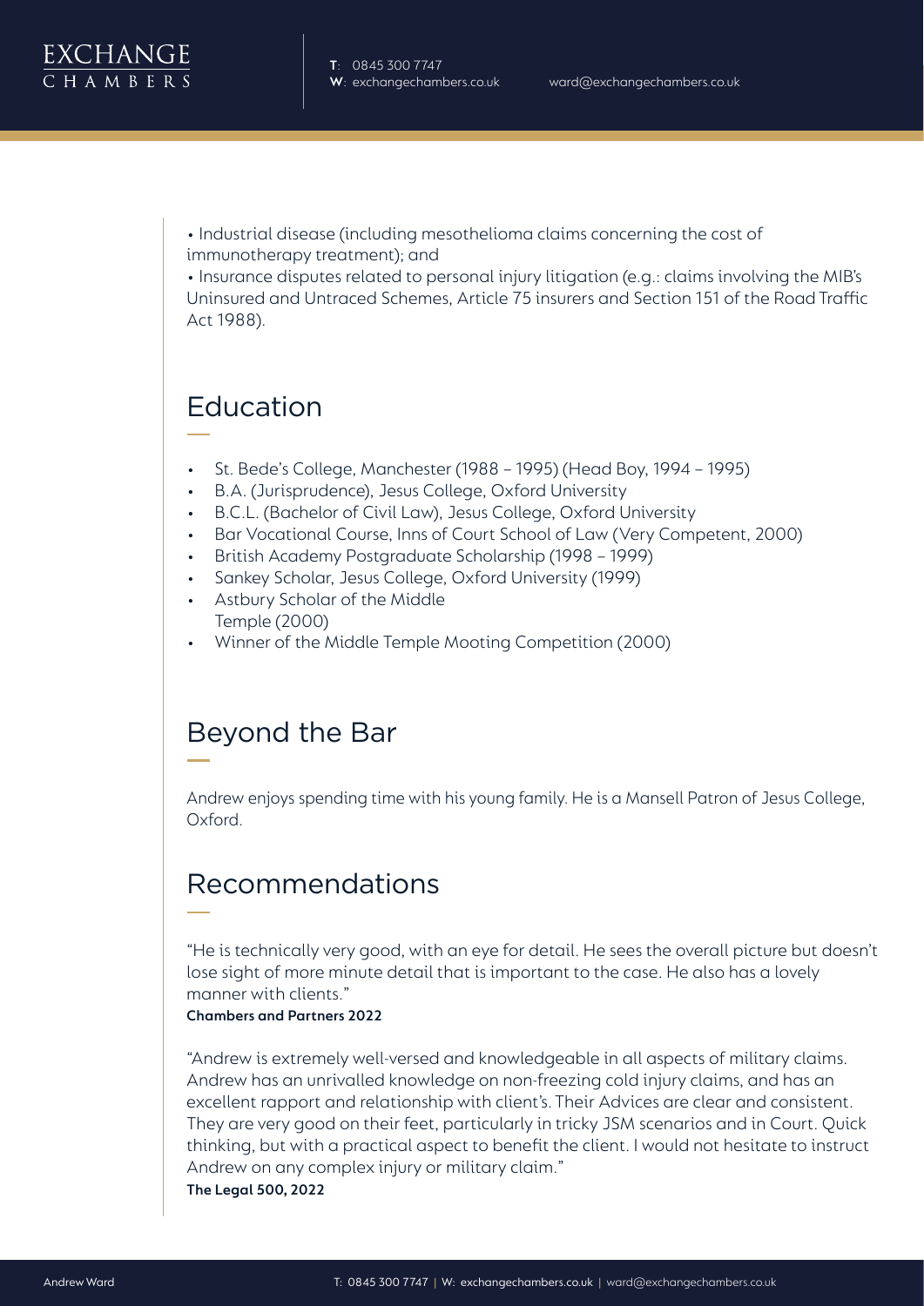• Industrial disease (including mesothelioma claims concerning the cost of immunotherapy treatment); and
• Insurance disputes related to personal injury litigation (e.g.: claims involving the MIB's Uninsured and Untraced Schemes, Article 75 insurers and Section 151 of the Road Traffic Act 1988).

## Education

- St. Bede's College, Manchester (1988 – 1995) (Head Boy, 1994 – 1995)
- B.A. (Jurisprudence), Jesus College, Oxford University
- B.C.L. (Bachelor of Civil Law), Jesus College, Oxford University
- Bar Vocational Course, Inns of Court School of Law (Very Competent, 2000)
- British Academy Postgraduate Scholarship (1998 – 1999)
- Sankey Scholar, Jesus College, Oxford University (1999)
- Astbury Scholar of the Middle Temple (2000)
- Winner of the Middle Temple Mooting Competition (2000)

## Beyond the Bar

Andrew enjoys spending time with his young family. He is a Mansell Patron of Jesus College, Oxford.

## Recommendations

"He is technically very good, with an eye for detail. He sees the overall picture but doesn't lose sight of more minute detail that is important to the case. He also has a lovely manner with clients."
**Chambers and Partners 2022**

"Andrew is extremely well-versed and knowledgeable in all aspects of military claims. Andrew has an unrivalled knowledge on non-freezing cold injury claims, and has an excellent rapport and relationship with client's. Their Advices are clear and consistent. They are very good on their feet, particularly in tricky JSM scenarios and in Court. Quick thinking, but with a practical aspect to benefit the client. I would not hesitate to instruct Andrew on any complex injury or military claim."
**The Legal 500, 2022**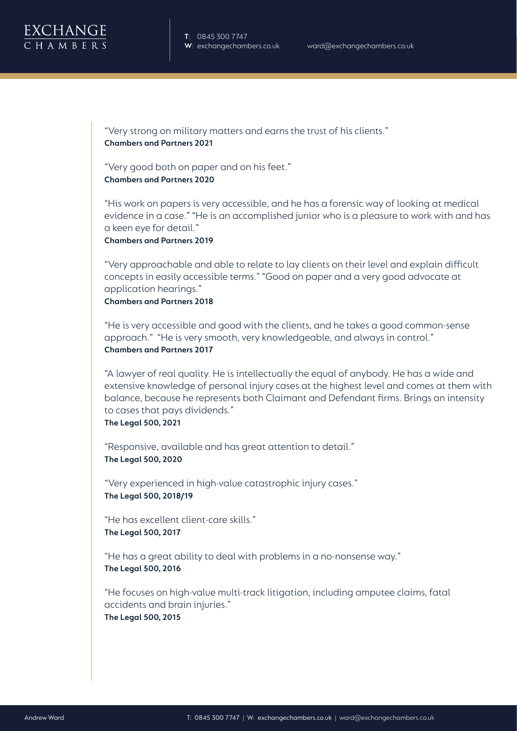"Very strong on military matters and earns the trust of his clients."
**Chambers and Partners 2021**

"Very good both on paper and on his feet."
**Chambers and Partners 2020**

"His work on papers is very accessible, and he has a forensic way of looking at medical evidence in a case." "He is an accomplished junior who is a pleasure to work with and has a keen eye for detail."
**Chambers and Partners 2019**

"Very approachable and able to relate to lay clients on their level and explain difficult concepts in easily accessible terms." "Good on paper and a very good advocate at application hearings."
**Chambers and Partners 2018**

"He is very accessible and good with the clients, and he takes a good common-sense approach." "He is very smooth, very knowledgeable, and always in control."
**Chambers and Partners 2017**

"A lawyer of real quality. He is intellectually the equal of anybody. He has a wide and extensive knowledge of personal injury cases at the highest level and comes at them with balance, because he represents both Claimant and Defendant firms. Brings an intensity to cases that pays dividends."
**The Legal 500, 2021**

"Responsive, available and has great attention to detail."
**The Legal 500, 2020**

"Very experienced in high-value catastrophic injury cases."
**The Legal 500, 2018/19**

"He has excellent client-care skills."
**The Legal 500, 2017**

"He has a great ability to deal with problems in a no-nonsense way."
**The Legal 500, 2016**

"He focuses on high-value multi-track litigation, including amputee claims, fatal accidents and brain injuries."
**The Legal 500, 2015**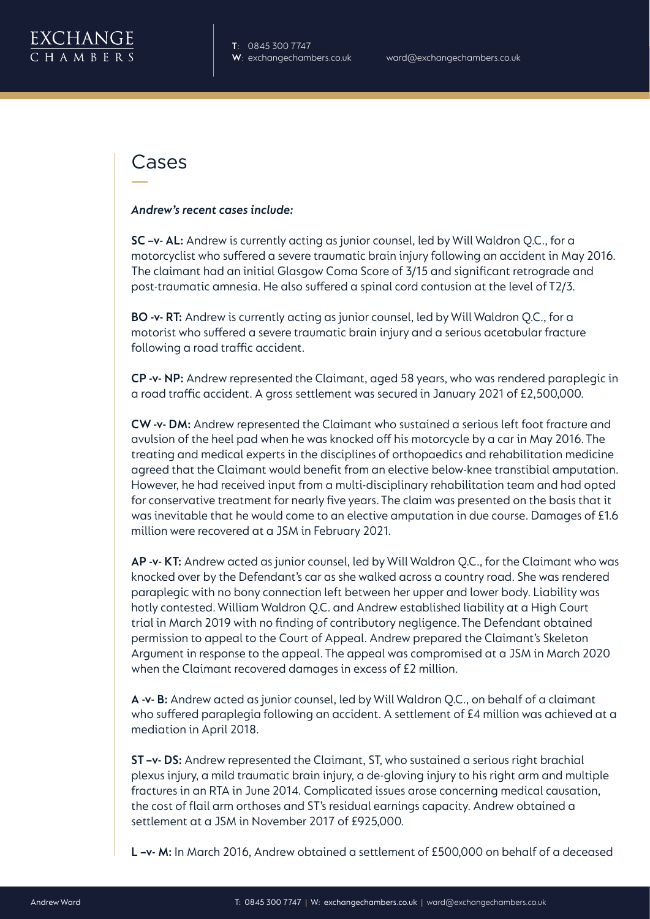## Cases

***Andrew's recent cases include:***

**SC –v- AL:** Andrew is currently acting as junior counsel, led by Will Waldron Q.C., for a motorcyclist who suffered a severe traumatic brain injury following an accident in May 2016. The claimant had an initial Glasgow Coma Score of 3/15 and significant retrograde and post-traumatic amnesia. He also suffered a spinal cord contusion at the level of T2/3.

**BO -v- RT:** Andrew is currently acting as junior counsel, led by Will Waldron Q.C., for a motorist who suffered a severe traumatic brain injury and a serious acetabular fracture following a road traffic accident.

**CP -v- NP:** Andrew represented the Claimant, aged 58 years, who was rendered paraplegic in a road traffic accident. A gross settlement was secured in January 2021 of £2,500,000.

**CW -v- DM:** Andrew represented the Claimant who sustained a serious left foot fracture and avulsion of the heel pad when he was knocked off his motorcycle by a car in May 2016. The treating and medical experts in the disciplines of orthopaedics and rehabilitation medicine agreed that the Claimant would benefit from an elective below-knee transtibial amputation. However, he had received input from a multi-disciplinary rehabilitation team and had opted for conservative treatment for nearly five years. The claim was presented on the basis that it was inevitable that he would come to an elective amputation in due course. Damages of £1.6 million were recovered at a JSM in February 2021.

**AP -v- KT:** Andrew acted as junior counsel, led by Will Waldron Q.C., for the Claimant who was knocked over by the Defendant's car as she walked across a country road. She was rendered paraplegic with no bony connection left between her upper and lower body. Liability was hotly contested. William Waldron Q.C. and Andrew established liability at a High Court trial in March 2019 with no finding of contributory negligence. The Defendant obtained permission to appeal to the Court of Appeal. Andrew prepared the Claimant's Skeleton Argument in response to the appeal. The appeal was compromised at a JSM in March 2020 when the Claimant recovered damages in excess of £2 million.

**A -v- B:** Andrew acted as junior counsel, led by Will Waldron Q.C., on behalf of a claimant who suffered paraplegia following an accident. A settlement of £4 million was achieved at a mediation in April 2018.

**ST –v- DS:** Andrew represented the Claimant, ST, who sustained a serious right brachial plexus injury, a mild traumatic brain injury, a de-gloving injury to his right arm and multiple fractures in an RTA in June 2014. Complicated issues arose concerning medical causation, the cost of flail arm orthoses and ST's residual earnings capacity. Andrew obtained a settlement at a JSM in November 2017 of £925,000.

**L –v- M:** In March 2016, Andrew obtained a settlement of £500,000 on behalf of a deceased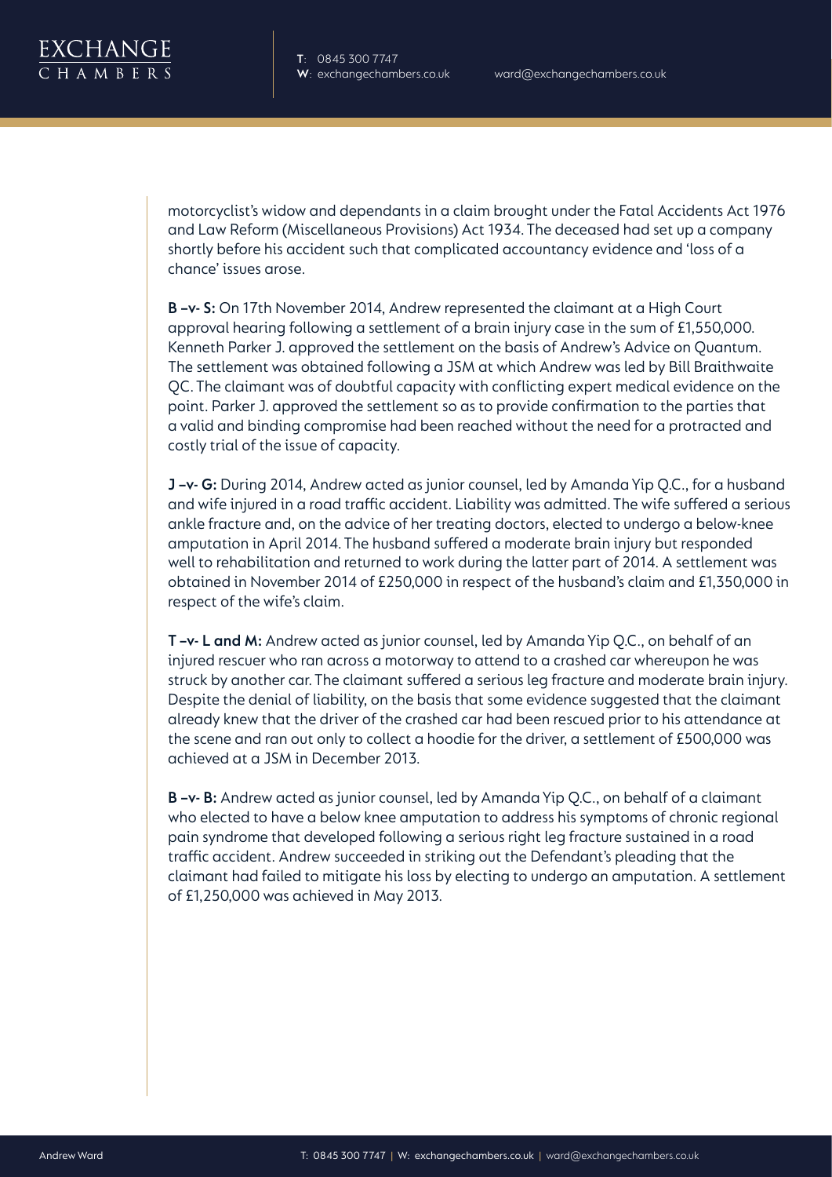motorcyclist's widow and dependants in a claim brought under the Fatal Accidents Act 1976 and Law Reform (Miscellaneous Provisions) Act 1934. The deceased had set up a company shortly before his accident such that complicated accountancy evidence and 'loss of a chance' issues arose.

**B –v- S:** On 17th November 2014, Andrew represented the claimant at a High Court approval hearing following a settlement of a brain injury case in the sum of £1,550,000. Kenneth Parker J. approved the settlement on the basis of Andrew's Advice on Quantum. The settlement was obtained following a JSM at which Andrew was led by Bill Braithwaite QC. The claimant was of doubtful capacity with conflicting expert medical evidence on the point. Parker J. approved the settlement so as to provide confirmation to the parties that a valid and binding compromise had been reached without the need for a protracted and costly trial of the issue of capacity.

**J –v- G:** During 2014, Andrew acted as junior counsel, led by Amanda Yip Q.C., for a husband and wife injured in a road traffic accident. Liability was admitted. The wife suffered a serious ankle fracture and, on the advice of her treating doctors, elected to undergo a below-knee amputation in April 2014. The husband suffered a moderate brain injury but responded well to rehabilitation and returned to work during the latter part of 2014. A settlement was obtained in November 2014 of £250,000 in respect of the husband's claim and £1,350,000 in respect of the wife's claim.

**T –v- L and M:** Andrew acted as junior counsel, led by Amanda Yip Q.C., on behalf of an injured rescuer who ran across a motorway to attend to a crashed car whereupon he was struck by another car. The claimant suffered a serious leg fracture and moderate brain injury. Despite the denial of liability, on the basis that some evidence suggested that the claimant already knew that the driver of the crashed car had been rescued prior to his attendance at the scene and ran out only to collect a hoodie for the driver, a settlement of £500,000 was achieved at a JSM in December 2013.

**B –v- B:** Andrew acted as junior counsel, led by Amanda Yip Q.C., on behalf of a claimant who elected to have a below knee amputation to address his symptoms of chronic regional pain syndrome that developed following a serious right leg fracture sustained in a road traffic accident. Andrew succeeded in striking out the Defendant's pleading that the claimant had failed to mitigate his loss by electing to undergo an amputation. A settlement of £1,250,000 was achieved in May 2013.